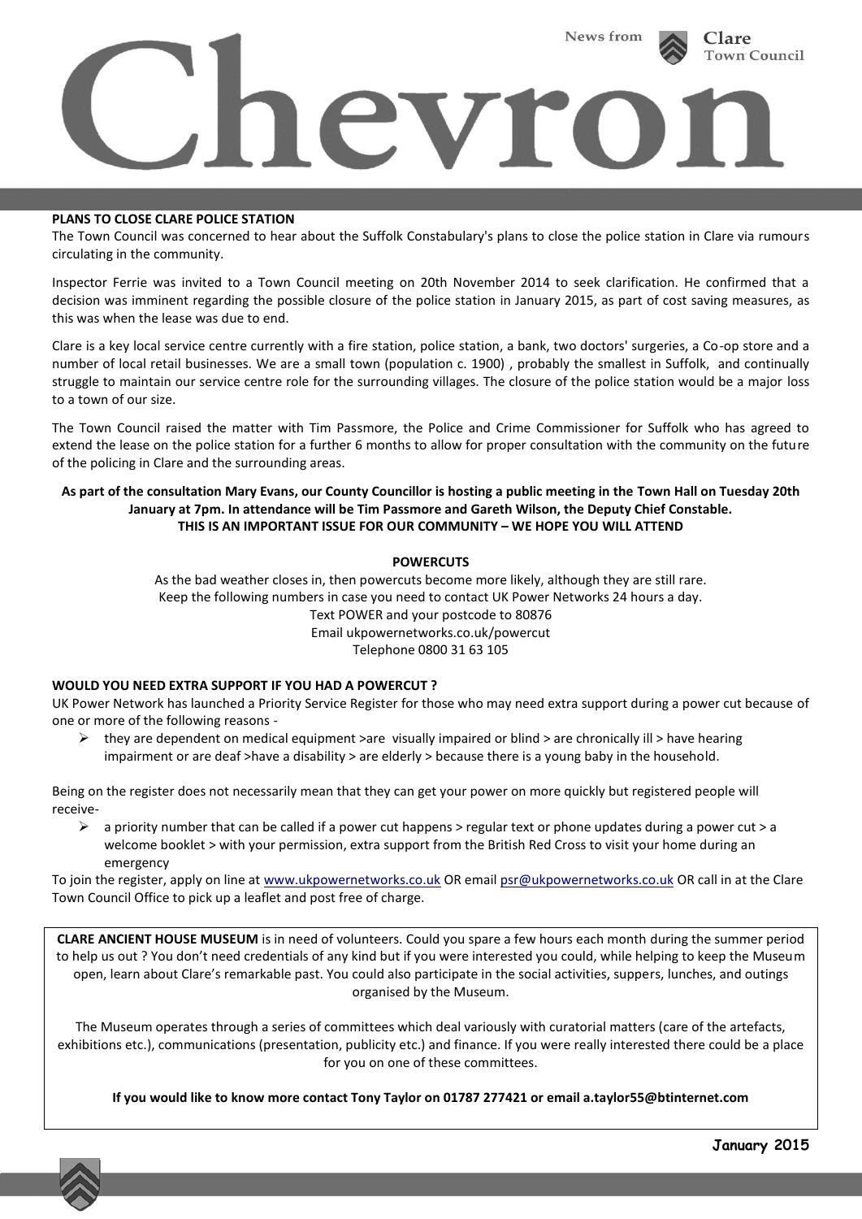News from Clare Town Council

# Chevron

**PLANS TO CLOSE CLARE POLICE STATION**

The Town Council was concerned to hear about the Suffolk Constabulary's plans to close the police station in Clare via rumours circulating in the community.

Inspector Ferrie was invited to a Town Council meeting on 20th November 2014 to seek clarification. He confirmed that a decision was imminent regarding the possible closure of the police station in January 2015, as part of cost saving measures, as this was when the lease was due to end.

Clare is a key local service centre currently with a fire station, police station, a bank, two doctors' surgeries, a Co-op store and a number of local retail businesses. We are a small town (population c. 1900) , probably the smallest in Suffolk, and continually struggle to maintain our service centre role for the surrounding villages. The closure of the police station would be a major loss to a town of our size.

The Town Council raised the matter with Tim Passmore, the Police and Crime Commissioner for Suffolk who has agreed to extend the lease on the police station for a further 6 months to allow for proper consultation with the community on the future of the policing in Clare and the surrounding areas.

**As part of the consultation Mary Evans, our County Councillor is hosting a public meeting in the Town Hall on Tuesday 20th January at 7pm. In attendance will be Tim Passmore and Gareth Wilson, the Deputy Chief Constable.**
**THIS IS AN IMPORTANT ISSUE FOR OUR COMMUNITY – WE HOPE YOU WILL ATTEND**

**POWERCUTS**

As the bad weather closes in, then powercuts become more likely, although they are still rare.
Keep the following numbers in case you need to contact UK Power Networks 24 hours a day.
Text POWER and your postcode to 80876
Email ukpowernetworks.co.uk/powercut
Telephone 0800 31 63 105

**WOULD YOU NEED EXTRA SUPPORT IF YOU HAD A POWERCUT ?**

UK Power Network has launched a Priority Service Register for those who may need extra support during a power cut because of one or more of the following reasons -

- they are dependent on medical equipment >are visually impaired or blind > are chronically ill > have hearing impairment or are deaf >have a disability > are elderly > because there is a young baby in the household.

Being on the register does not necessarily mean that they can get your power on more quickly but registered people will receive-

- a priority number that can be called if a power cut happens > regular text or phone updates during a power cut > a welcome booklet > with your permission, extra support from the British Red Cross to visit your home during an emergency

To join the register, apply on line at www.ukpowernetworks.co.uk OR email psr@ukpowernetworks.co.uk OR call in at the Clare Town Council Office to pick up a leaflet and post free of charge.

**CLARE ANCIENT HOUSE MUSEUM** is in need of volunteers. Could you spare a few hours each month during the summer period to help us out ? You don't need credentials of any kind but if you were interested you could, while helping to keep the Museum open, learn about Clare's remarkable past. You could also participate in the social activities, suppers, lunches, and outings organised by the Museum.

The Museum operates through a series of committees which deal variously with curatorial matters (care of the artefacts, exhibitions etc.), communications (presentation, publicity etc.) and finance. If you were really interested there could be a place for you on one of these committees.

**If you would like to know more contact Tony Taylor on 01787 277421 or email a.taylor55@btinternet.com**

**January 2015**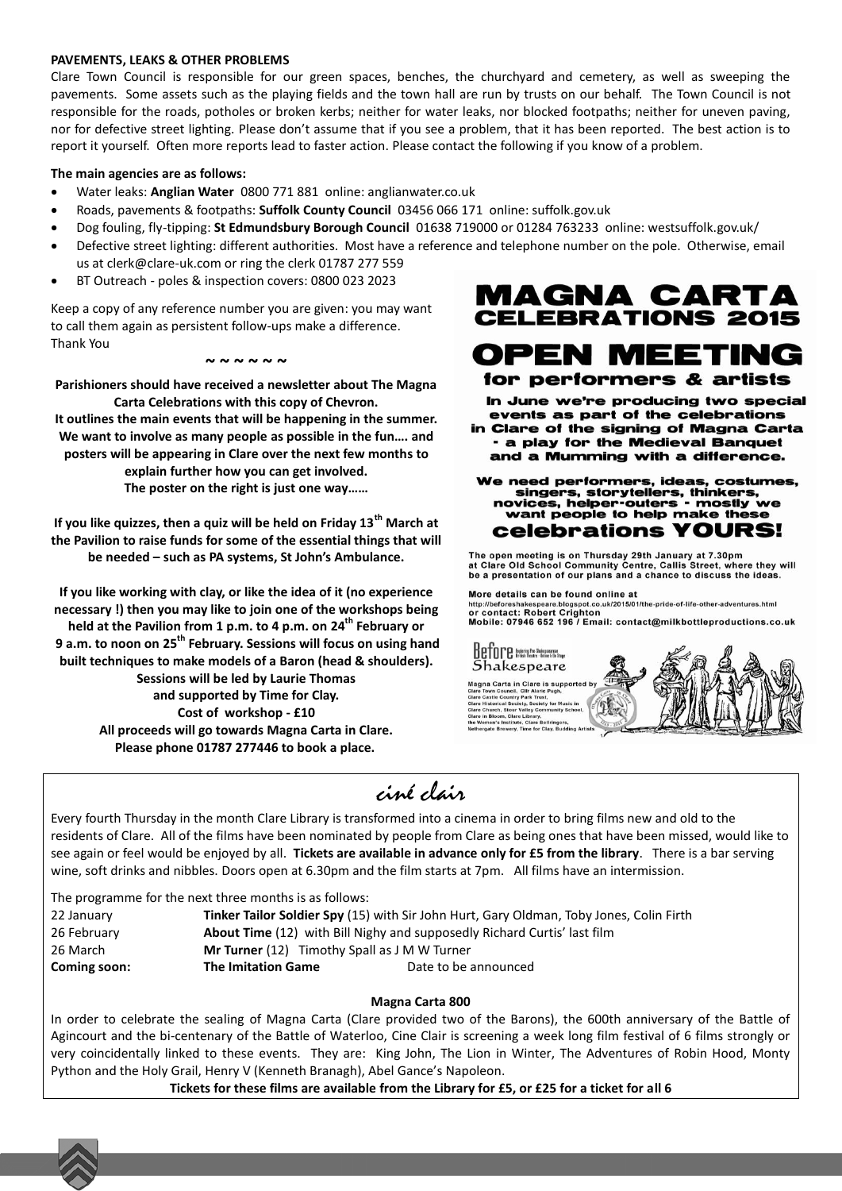**PAVEMENTS, LEAKS & OTHER PROBLEMS**

Clare Town Council is responsible for our green spaces, benches, the churchyard and cemetery, as well as sweeping the pavements. Some assets such as the playing fields and the town hall are run by trusts on our behalf. The Town Council is not responsible for the roads, potholes or broken kerbs; neither for water leaks, nor blocked footpaths; neither for uneven paving, nor for defective street lighting. Please don't assume that if you see a problem, that it has been reported. The best action is to report it yourself. Often more reports lead to faster action. Please contact the following if you know of a problem.

**The main agencies are as follows:**

- Water leaks: **Anglian Water** 0800 771 881 online: anglianwater.co.uk
- Roads, pavements & footpaths: **Suffolk County Council** 03456 066 171 online: suffolk.gov.uk
- Dog fouling, fly-tipping: **St Edmundsbury Borough Council** 01638 719000 or 01284 763233 online: westsuffolk.gov.uk/
- Defective street lighting: different authorities. Most have a reference and telephone number on the pole. Otherwise, email us at clerk@clare-uk.com or ring the clerk 01787 277 559
- BT Outreach - poles & inspection covers: 0800 023 2023

Keep a copy of any reference number you are given: you may want to call them again as persistent follow-ups make a difference.
Thank You

~ ~ ~ ~ ~ ~

**Parishioners should have received a newsletter about The Magna Carta Celebrations with this copy of Chevron.**
**It outlines the main events that will be happening in the summer. We want to involve as many people as possible in the fun…. and posters will be appearing in Clare over the next few months to explain further how you can get involved.**
**The poster on the right is just one way……**

**If you like quizzes, then a quiz will be held on Friday 13th March at the Pavilion to raise funds for some of the essential things that will be needed – such as PA systems, St John's Ambulance.**

**If you like working with clay, or like the idea of it (no experience necessary !) then you may like to join one of the workshops being held at the Pavilion from 1 p.m. to 4 p.m. on 24th February or 9 a.m. to noon on 25th February. Sessions will focus on using hand built techniques to make models of a Baron (head & shoulders).**
**Sessions will be led by Laurie Thomas**
**and supported by Time for Clay.**
**Cost of workshop - £10**
**All proceeds will go towards Magna Carta in Clare.**
**Please phone 01787 277446 to book a place.**

# MAGNA CARTA CELEBRATIONS 2015

# OPEN MEETING

## for performers & artists

**In June we're producing two special events as part of the celebrations in Clare of the signing of Magna Carta - a play for the Medieval Banquet and a Mumming with a difference.**

**We need performers, ideas, costumes, singers, storytellers, thinkers, novices, helper-outers - mostly we want people to help make these celebrations YOURS!**

The open meeting is on Thursday 29th January at 7.30pm at Clare Old School Community Centre, Callis Street, where they will be a presentation of our plans and a chance to discuss the ideas.

More details can be found online at
http://beforeshakespeare.blogspot.co.uk/2015/01/the-pride-of-life-other-adventures.html
or contact: Robert Crighton
Mobile: 07946 652 196 / Email: contact@milkbottleproductions.co.uk

Before Shakespeare

Magna Carta in Clare is supported by Clare Town Council, Cllr Alaric Pugh, Clare Castle Country Park Trust, Clare Historical Society, Society for Music in Clare Church, Stour Valley Community School, Clare in Bloom, Clare Library, the Women's Institute, Clare Bellringers, Nethergate Brewery, Time for Clay, Budding Artists

## *ciné clair*

Every fourth Thursday in the month Clare Library is transformed into a cinema in order to bring films new and old to the residents of Clare. All of the films have been nominated by people from Clare as being ones that have been missed, would like to see again or feel would be enjoyed by all. **Tickets are available in advance only for £5 from the library**. There is a bar serving wine, soft drinks and nibbles. Doors open at 6.30pm and the film starts at 7pm. All films have an intermission.

The programme for the next three months is as follows:

| | |
|---|---|
| 22 January | **Tinker Tailor Soldier Spy** (15) with Sir John Hurt, Gary Oldman, Toby Jones, Colin Firth |
| 26 February | **About Time** (12) with Bill Nighy and supposedly Richard Curtis' last film |
| 26 March | **Mr Turner** (12) Timothy Spall as J M W Turner |
| **Coming soon:** | **The Imitation Game** Date to be announced |

**Magna Carta 800**

In order to celebrate the sealing of Magna Carta (Clare provided two of the Barons), the 600th anniversary of the Battle of Agincourt and the bi-centenary of the Battle of Waterloo, Cine Clair is screening a week long film festival of 6 films strongly or very coincidentally linked to these events. They are: King John, The Lion in Winter, The Adventures of Robin Hood, Monty Python and the Holy Grail, Henry V (Kenneth Branagh), Abel Gance's Napoleon.

**Tickets for these films are available from the Library for £5, or £25 for a ticket for all 6**